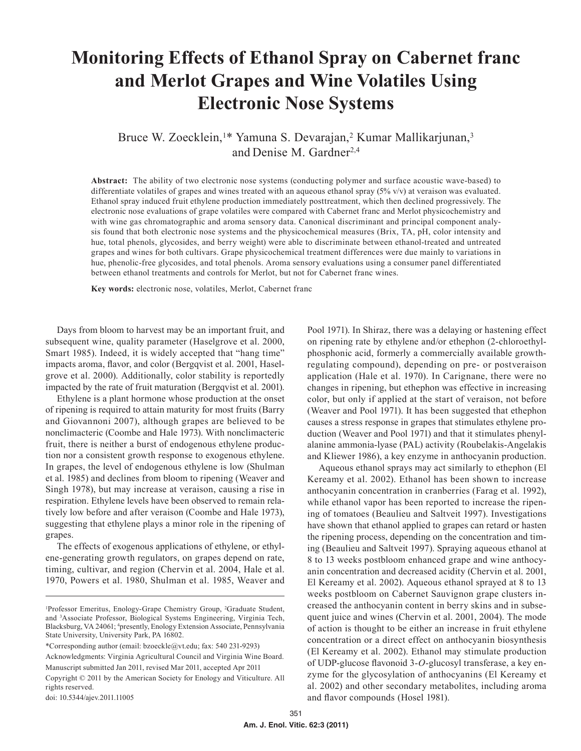# Monitoring Effects of Ethanol Spray on Cabernet franc and Merlot Grapes and Wine Volatiles Using Electronic Nose Systems

Bruce W. Zoecklein,[1]* Yamuna S. Devarajan,[2] Kumar Mallikarjunan,[3] and Denise M. Gardner[2,4]

**Abstract:** The ability of two electronic nose systems (conducting polymer and surface acoustic wave-based) to differentiate volatiles of grapes and wines treated with an aqueous ethanol spray (5% v/v) at veraison was evaluated. Ethanol spray induced fruit ethylene production immediately posttreatment, which then declined progressively. The electronic nose evaluations of grape volatiles were compared with Cabernet franc and Merlot physicochemistry and with wine gas chromatographic and aroma sensory data. Canonical discriminant and principal component analysis found that both electronic nose systems and the physicochemical measures (Brix, TA, pH, color intensity and hue, total phenols, glycosides, and berry weight) were able to discriminate between ethanol-treated and untreated grapes and wines for both cultivars. Grape physicochemical treatment differences were due mainly to variations in hue, phenolic-free glycosides, and total phenols. Aroma sensory evaluations using a consumer panel differentiated between ethanol treatments and controls for Merlot, but not for Cabernet franc wines.

**Key words:** electronic nose, volatiles, Merlot, Cabernet franc

Days from bloom to harvest may be an important fruit, and subsequent wine, quality parameter (Haselgrove et al. 2000, Smart 1985). Indeed, it is widely accepted that "hang time" impacts aroma, flavor, and color (Bergqvist et al. 2001, Haselgrove et al. 2000). Additionally, color stability is reportedly impacted by the rate of fruit maturation (Bergqvist et al. 2001).

Ethylene is a plant hormone whose production at the onset of ripening is required to attain maturity for most fruits (Barry and Giovannoni 2007), although grapes are believed to be nonclimacteric (Coombe and Hale 1973). With nonclimacteric fruit, there is neither a burst of endogenous ethylene production nor a consistent growth response to exogenous ethylene. In grapes, the level of endogenous ethylene is low (Shulman et al. 1985) and declines from bloom to ripening (Weaver and Singh 1978), but may increase at veraison, causing a rise in respiration. Ethylene levels have been observed to remain relatively low before and after veraison (Coombe and Hale 1973), suggesting that ethylene plays a minor role in the ripening of grapes.

The effects of exogenous applications of ethylene, or ethylene-generating growth regulators, on grapes depend on rate, timing, cultivar, and region (Chervin et al. 2004, Hale et al. 1970, Powers et al. 1980, Shulman et al. 1985, Weaver and Pool 1971). In Shiraz, there was a delaying or hastening effect on ripening rate by ethylene and/or ethephon (2-chloroethylphosphonic acid, formerly a commercially available growth-regulating compound), depending on pre- or postveraison application (Hale et al. 1970). In Carignane, there were no changes in ripening, but ethephon was effective in increasing color, but only if applied at the start of veraison, not before (Weaver and Pool 1971). It has been suggested that ethephon causes a stress response in grapes that stimulates ethylene production (Weaver and Pool 1971) and that it stimulates phenylalanine ammonia-lyase (PAL) activity (Roubelakis-Angelakis and Kliewer 1986), a key enzyme in anthocyanin production.

Aqueous ethanol sprays may act similarly to ethephon (El Kereamy et al. 2002). Ethanol has been shown to increase anthocyanin concentration in cranberries (Farag et al. 1992), while ethanol vapor has been reported to increase the ripening of tomatoes (Beaulieu and Saltveit 1997). Investigations have shown that ethanol applied to grapes can retard or hasten the ripening process, depending on the concentration and timing (Beaulieu and Saltveit 1997). Spraying aqueous ethanol at 8 to 13 weeks postbloom enhanced grape and wine anthocyanin concentration and decreased acidity (Chervin et al. 2001, El Kereamy et al. 2002). Aqueous ethanol sprayed at 8 to 13 weeks postbloom on Cabernet Sauvignon grape clusters increased the anthocyanin content in berry skins and in subsequent juice and wines (Chervin et al. 2001, 2004). The mode of action is thought to be either an increase in fruit ethylene concentration or a direct effect on anthocyanin biosynthesis (El Kereamy et al. 2002). Ethanol may stimulate production of UDP-glucose flavonoid 3-*O*-glucosyl transferase, a key enzyme for the glycosylation of anthocyanins (El Kereamy et al. 2002) and other secondary metabolites, including aroma and flavor compounds (Hosel 1981).

---

[1]Professor Emeritus, Enology-Grape Chemistry Group, [2]Graduate Student, and [3]Associate Professor, Biological Systems Engineering, Virginia Tech, Blacksburg, VA 24061; [4]presently, Enology Extension Associate, Pennsylvania State University, University Park, PA 16802.

*Corresponding author (email: bzoeckle@vt.edu; fax: 540 231-9293)

Acknowledgments: Virginia Agricultural Council and Virginia Wine Board.

Manuscript submitted Jan 2011, revised Mar 2011, accepted Apr 2011

Copyright © 2011 by the American Society for Enology and Viticulture. All rights reserved.

doi: 10.5344/ajev.2011.11005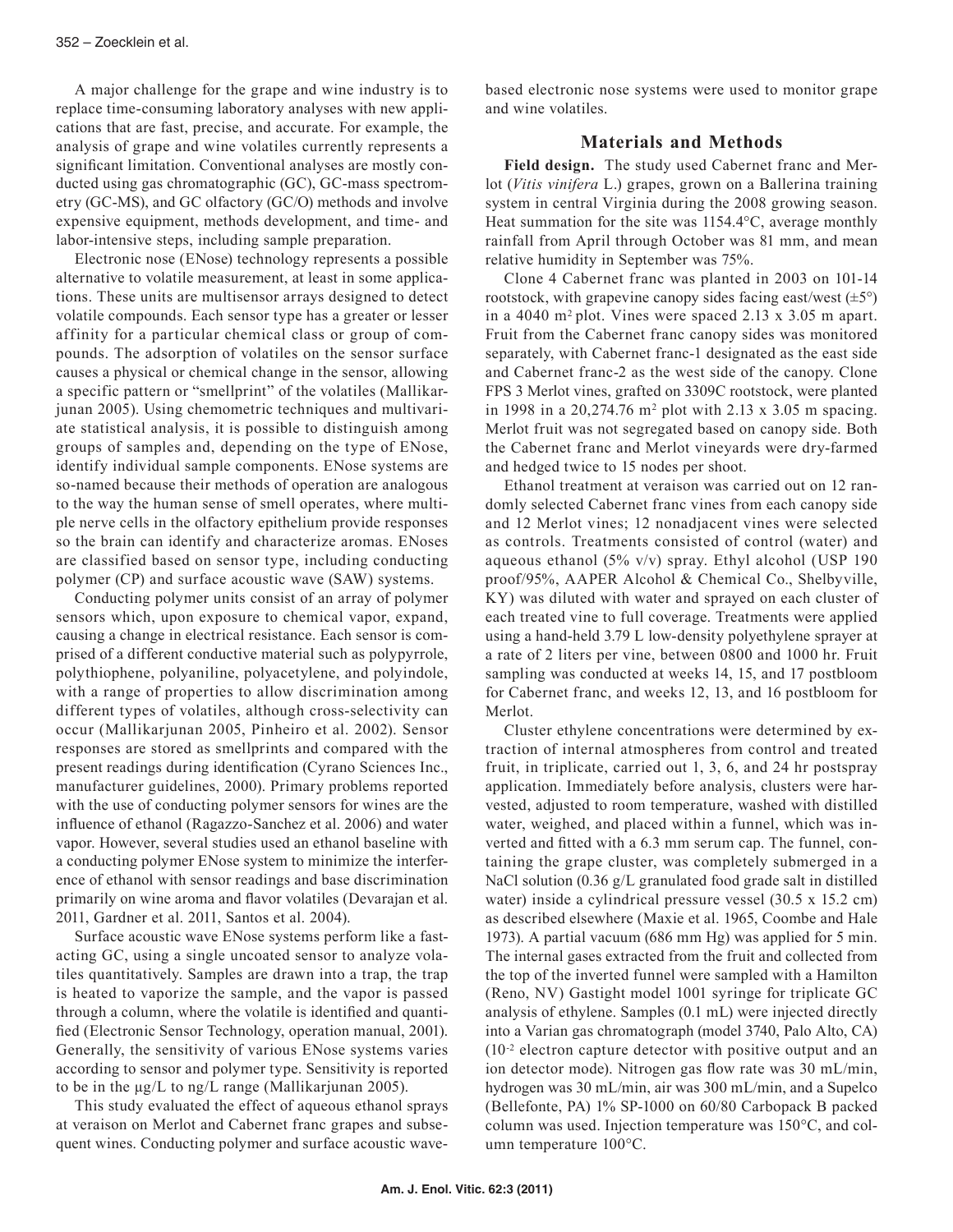A major challenge for the grape and wine industry is to replace time-consuming laboratory analyses with new applications that are fast, precise, and accurate. For example, the analysis of grape and wine volatiles currently represents a significant limitation. Conventional analyses are mostly conducted using gas chromatographic (GC), GC-mass spectrometry (GC-MS), and GC olfactory (GC/O) methods and involve expensive equipment, methods development, and time- and labor-intensive steps, including sample preparation.

Electronic nose (ENose) technology represents a possible alternative to volatile measurement, at least in some applications. These units are multisensor arrays designed to detect volatile compounds. Each sensor type has a greater or lesser affinity for a particular chemical class or group of compounds. The adsorption of volatiles on the sensor surface causes a physical or chemical change in the sensor, allowing a specific pattern or "smellprint" of the volatiles (Mallikarjunan 2005). Using chemometric techniques and multivariate statistical analysis, it is possible to distinguish among groups of samples and, depending on the type of ENose, identify individual sample components. ENose systems are so-named because their methods of operation are analogous to the way the human sense of smell operates, where multiple nerve cells in the olfactory epithelium provide responses so the brain can identify and characterize aromas. ENoses are classified based on sensor type, including conducting polymer (CP) and surface acoustic wave (SAW) systems.

Conducting polymer units consist of an array of polymer sensors which, upon exposure to chemical vapor, expand, causing a change in electrical resistance. Each sensor is comprised of a different conductive material such as polypyrrole, polythiophene, polyaniline, polyacetylene, and polyindole, with a range of properties to allow discrimination among different types of volatiles, although cross-selectivity can occur (Mallikarjunan 2005, Pinheiro et al. 2002). Sensor responses are stored as smellprints and compared with the present readings during identification (Cyrano Sciences Inc., manufacturer guidelines, 2000). Primary problems reported with the use of conducting polymer sensors for wines are the influence of ethanol (Ragazzo-Sanchez et al. 2006) and water vapor. However, several studies used an ethanol baseline with a conducting polymer ENose system to minimize the interference of ethanol with sensor readings and base discrimination primarily on wine aroma and flavor volatiles (Devarajan et al. 2011, Gardner et al. 2011, Santos et al. 2004).

Surface acoustic wave ENose systems perform like a fast-acting GC, using a single uncoated sensor to analyze volatiles quantitatively. Samples are drawn into a trap, the trap is heated to vaporize the sample, and the vapor is passed through a column, where the volatile is identified and quantified (Electronic Sensor Technology, operation manual, 2001). Generally, the sensitivity of various ENose systems varies according to sensor and polymer type. Sensitivity is reported to be in the µg/L to ng/L range (Mallikarjunan 2005).

This study evaluated the effect of aqueous ethanol sprays at veraison on Merlot and Cabernet franc grapes and subsequent wines. Conducting polymer and surface acoustic wave-based electronic nose systems were used to monitor grape and wine volatiles.

## Materials and Methods

**Field design.** The study used Cabernet franc and Merlot (*Vitis vinifera* L.) grapes, grown on a Ballerina training system in central Virginia during the 2008 growing season. Heat summation for the site was 1154.4°C, average monthly rainfall from April through October was 81 mm, and mean relative humidity in September was 75%.

Clone 4 Cabernet franc was planted in 2003 on 101-14 rootstock, with grapevine canopy sides facing east/west (±5°) in a 4040 $m^2$ plot. Vines were spaced 2.13 x 3.05 m apart. Fruit from the Cabernet franc canopy sides was monitored separately, with Cabernet franc-1 designated as the east side and Cabernet franc-2 as the west side of the canopy. Clone FPS 3 Merlot vines, grafted on 3309C rootstock, were planted in 1998 in a 20,274.76 $m^2$ plot with 2.13 x 3.05 m spacing. Merlot fruit was not segregated based on canopy side. Both the Cabernet franc and Merlot vineyards were dry-farmed and hedged twice to 15 nodes per shoot.

Ethanol treatment at veraison was carried out on 12 randomly selected Cabernet franc vines from each canopy side and 12 Merlot vines; 12 nonadjacent vines were selected as controls. Treatments consisted of control (water) and aqueous ethanol (5% v/v) spray. Ethyl alcohol (USP 190 proof/95%, AAPER Alcohol & Chemical Co., Shelbyville, KY) was diluted with water and sprayed on each cluster of each treated vine to full coverage. Treatments were applied using a hand-held 3.79 L low-density polyethylene sprayer at a rate of 2 liters per vine, between 0800 and 1000 hr. Fruit sampling was conducted at weeks 14, 15, and 17 postbloom for Cabernet franc, and weeks 12, 13, and 16 postbloom for Merlot.

Cluster ethylene concentrations were determined by extraction of internal atmospheres from control and treated fruit, in triplicate, carried out 1, 3, 6, and 24 hr postspray application. Immediately before analysis, clusters were harvested, adjusted to room temperature, washed with distilled water, weighed, and placed within a funnel, which was inverted and fitted with a 6.3 mm serum cap. The funnel, containing the grape cluster, was completely submerged in a NaCl solution (0.36 g/L granulated food grade salt in distilled water) inside a cylindrical pressure vessel (30.5 x 15.2 cm) as described elsewhere (Maxie et al. 1965, Coombe and Hale 1973). A partial vacuum (686 mm Hg) was applied for 5 min. The internal gases extracted from the fruit and collected from the top of the inverted funnel were sampled with a Hamilton (Reno, NV) Gastight model 1001 syringe for triplicate GC analysis of ethylene. Samples (0.1 mL) were injected directly into a Varian gas chromatograph (model 3740, Palo Alto, CA) ($10^{-2}$ electron capture detector with positive output and an ion detector mode). Nitrogen gas flow rate was 30 mL/min, hydrogen was 30 mL/min, air was 300 mL/min, and a Supelco (Bellefonte, PA) 1% SP-1000 on 60/80 Carbopack B packed column was used. Injection temperature was 150°C, and column temperature 100°C.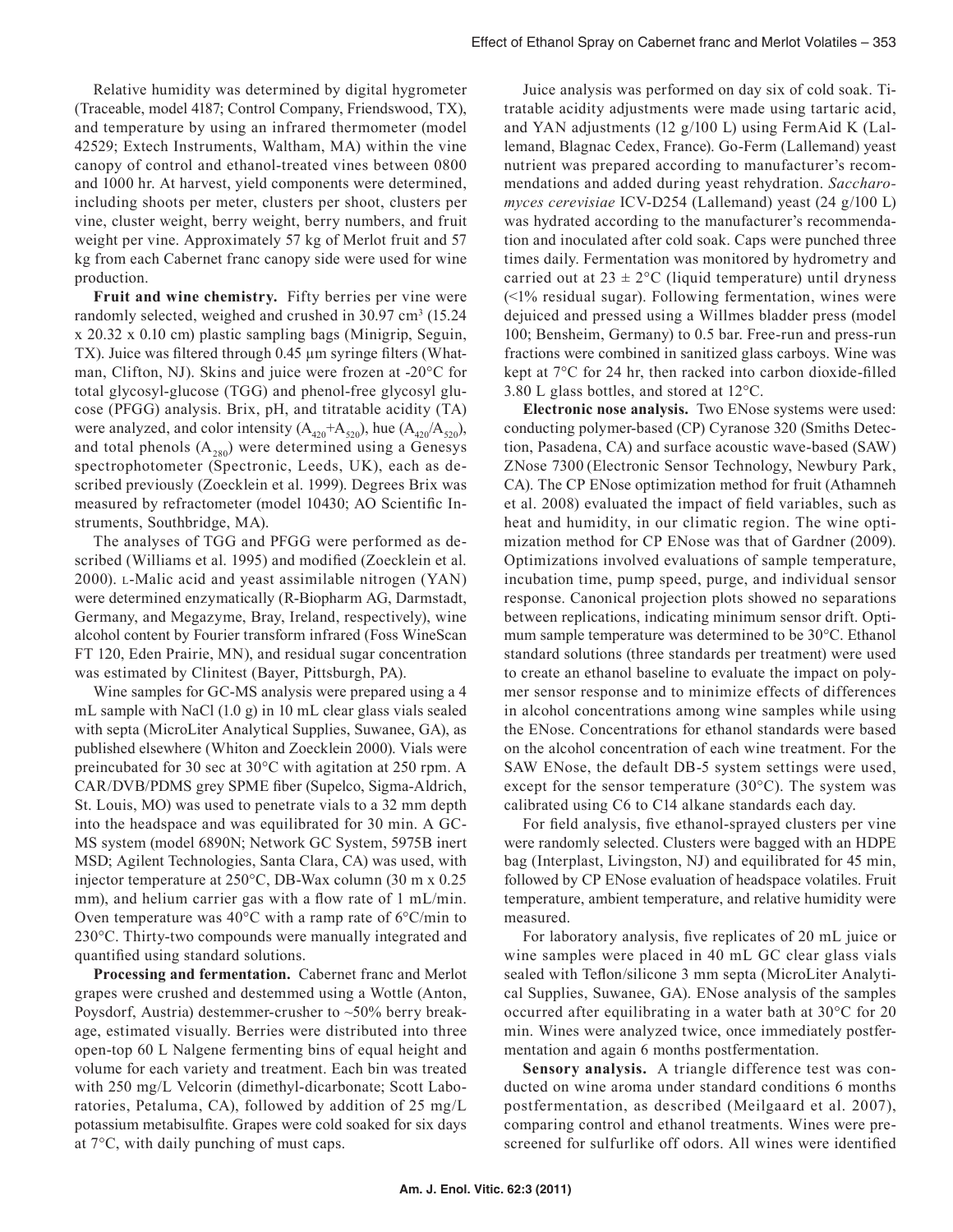Relative humidity was determined by digital hygrometer (Traceable, model 4187; Control Company, Friendswood, TX), and temperature by using an infrared thermometer (model 42529; Extech Instruments, Waltham, MA) within the vine canopy of control and ethanol-treated vines between 0800 and 1000 hr. At harvest, yield components were determined, including shoots per meter, clusters per shoot, clusters per vine, cluster weight, berry weight, berry numbers, and fruit weight per vine. Approximately 57 kg of Merlot fruit and 57 kg from each Cabernet franc canopy side were used for wine production.

**Fruit and wine chemistry.** Fifty berries per vine were randomly selected, weighed and crushed in 30.97 $cm^3$ (15.24 x 20.32 x 0.10 cm) plastic sampling bags (Minigrip, Seguin, TX). Juice was filtered through 0.45 μm syringe filters (Whatman, Clifton, NJ). Skins and juice were frozen at -20°C for total glycosyl-glucose (TGG) and phenol-free glycosyl glucose (PFGG) analysis. Brix, pH, and titratable acidity (TA) were analyzed, and color intensity ($A_{420}$+$A_{520}$), hue ($A_{420}$/$A_{520}$), and total phenols ($A_{280}$) were determined using a Genesys spectrophotometer (Spectronic, Leeds, UK), each as described previously (Zoecklein et al. 1999). Degrees Brix was measured by refractometer (model 10430; AO Scientific Instruments, Southbridge, MA).

The analyses of TGG and PFGG were performed as described (Williams et al. 1995) and modified (Zoecklein et al. 2000). L-Malic acid and yeast assimilable nitrogen (YAN) were determined enzymatically (R-Biopharm AG, Darmstadt, Germany, and Megazyme, Bray, Ireland, respectively), wine alcohol content by Fourier transform infrared (Foss WineScan FT 120, Eden Prairie, MN), and residual sugar concentration was estimated by Clinitest (Bayer, Pittsburgh, PA).

Wine samples for GC-MS analysis were prepared using a 4 mL sample with NaCl (1.0 g) in 10 mL clear glass vials sealed with septa (MicroLiter Analytical Supplies, Suwanee, GA), as published elsewhere (Whiton and Zoecklein 2000). Vials were preincubated for 30 sec at 30°C with agitation at 250 rpm. A CAR/DVB/PDMS grey SPME fiber (Supelco, Sigma-Aldrich, St. Louis, MO) was used to penetrate vials to a 32 mm depth into the headspace and was equilibrated for 30 min. A GC-MS system (model 6890N; Network GC System, 5975B inert MSD; Agilent Technologies, Santa Clara, CA) was used, with injector temperature at 250°C, DB-Wax column (30 m x 0.25 mm), and helium carrier gas with a flow rate of 1 mL/min. Oven temperature was 40°C with a ramp rate of 6°C/min to 230°C. Thirty-two compounds were manually integrated and quantified using standard solutions.

**Processing and fermentation.** Cabernet franc and Merlot grapes were crushed and destemmed using a Wottle (Anton, Poysdorf, Austria) destemmer-crusher to ~50% berry breakage, estimated visually. Berries were distributed into three open-top 60 L Nalgene fermenting bins of equal height and volume for each variety and treatment. Each bin was treated with 250 mg/L Velcorin (dimethyl-dicarbonate; Scott Laboratories, Petaluma, CA), followed by addition of 25 mg/L potassium metabisulfite. Grapes were cold soaked for six days at 7°C, with daily punching of must caps.

Juice analysis was performed on day six of cold soak. Titratable acidity adjustments were made using tartaric acid, and YAN adjustments (12 g/100 L) using FermAid K (Lallemand, Blagnac Cedex, France). Go-Ferm (Lallemand) yeast nutrient was prepared according to manufacturer's recommendations and added during yeast rehydration. *Saccharomyces cerevisiae* ICV-D254 (Lallemand) yeast (24 g/100 L) was hydrated according to the manufacturer's recommendation and inoculated after cold soak. Caps were punched three times daily. Fermentation was monitored by hydrometry and carried out at 23 ± 2°C (liquid temperature) until dryness (<1% residual sugar). Following fermentation, wines were dejuiced and pressed using a Willmes bladder press (model 100; Bensheim, Germany) to 0.5 bar. Free-run and press-run fractions were combined in sanitized glass carboys. Wine was kept at 7°C for 24 hr, then racked into carbon dioxide-filled 3.80 L glass bottles, and stored at 12°C.

**Electronic nose analysis.** Two ENose systems were used: conducting polymer-based (CP) Cyranose 320 (Smiths Detection, Pasadena, CA) and surface acoustic wave-based (SAW) ZNose 7300 (Electronic Sensor Technology, Newbury Park, CA). The CP ENose optimization method for fruit (Athamneh et al. 2008) evaluated the impact of field variables, such as heat and humidity, in our climatic region. The wine optimization method for CP ENose was that of Gardner (2009). Optimizations involved evaluations of sample temperature, incubation time, pump speed, purge, and individual sensor response. Canonical projection plots showed no separations between replications, indicating minimum sensor drift. Optimum sample temperature was determined to be 30°C. Ethanol standard solutions (three standards per treatment) were used to create an ethanol baseline to evaluate the impact on polymer sensor response and to minimize effects of differences in alcohol concentrations among wine samples while using the ENose. Concentrations for ethanol standards were based on the alcohol concentration of each wine treatment. For the SAW ENose, the default DB-5 system settings were used, except for the sensor temperature (30°C). The system was calibrated using C6 to C14 alkane standards each day.

For field analysis, five ethanol-sprayed clusters per vine were randomly selected. Clusters were bagged with an HDPE bag (Interplast, Livingston, NJ) and equilibrated for 45 min, followed by CP ENose evaluation of headspace volatiles. Fruit temperature, ambient temperature, and relative humidity were measured.

For laboratory analysis, five replicates of 20 mL juice or wine samples were placed in 40 mL GC clear glass vials sealed with Teflon/silicone 3 mm septa (MicroLiter Analytical Supplies, Suwanee, GA). ENose analysis of the samples occurred after equilibrating in a water bath at 30°C for 20 min. Wines were analyzed twice, once immediately postfermentation and again 6 months postfermentation.

**Sensory analysis.** A triangle difference test was conducted on wine aroma under standard conditions 6 months postfermentation, as described (Meilgaard et al. 2007), comparing control and ethanol treatments. Wines were prescreened for sulfurlike off odors. All wines were identified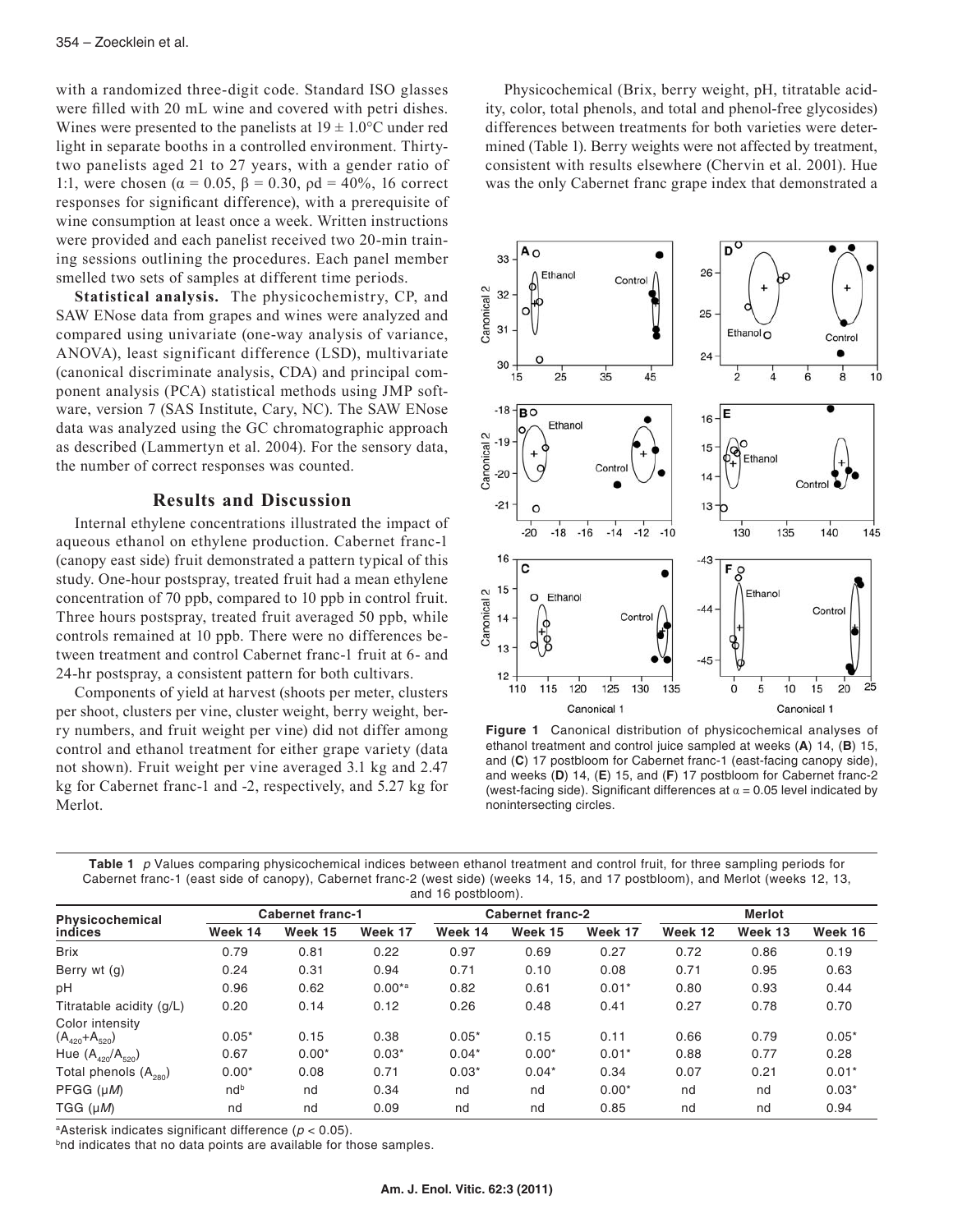with a randomized three-digit code. Standard ISO glasses were filled with 20 mL wine and covered with petri dishes. Wines were presented to the panelists at $19 \pm 1.0°C$ under red light in separate booths in a controlled environment. Thirty-two panelists aged 21 to 27 years, with a gender ratio of 1:1, were chosen ($\alpha = 0.05$, $\beta = 0.30$, $\rho d = 40\%$, 16 correct responses for significant difference), with a prerequisite of wine consumption at least once a week. Written instructions were provided and each panelist received two 20-min training sessions outlining the procedures. Each panel member smelled two sets of samples at different time periods.

**Statistical analysis.** The physicochemistry, CP, and SAW ENose data from grapes and wines were analyzed and compared using univariate (one-way analysis of variance, ANOVA), least significant difference (LSD), multivariate (canonical discriminate analysis, CDA) and principal component analysis (PCA) statistical methods using JMP software, version 7 (SAS Institute, Cary, NC). The SAW ENose data was analyzed using the GC chromatographic approach as described (Lammertyn et al. 2004). For the sensory data, the number of correct responses was counted.

## Results and Discussion

Internal ethylene concentrations illustrated the impact of aqueous ethanol on ethylene production. Cabernet franc-1 (canopy east side) fruit demonstrated a pattern typical of this study. One-hour postspray, treated fruit had a mean ethylene concentration of 70 ppb, compared to 10 ppb in control fruit. Three hours postspray, treated fruit averaged 50 ppb, while controls remained at 10 ppb. There were no differences between treatment and control Cabernet franc-1 fruit at 6- and 24-hr postspray, a consistent pattern for both cultivars.

Components of yield at harvest (shoots per meter, clusters per shoot, clusters per vine, cluster weight, berry weight, berry numbers, and fruit weight per vine) did not differ among control and ethanol treatment for either grape variety (data not shown). Fruit weight per vine averaged 3.1 kg and 2.47 kg for Cabernet franc-1 and -2, respectively, and 5.27 kg for Merlot.

Physicochemical (Brix, berry weight, pH, titratable acidity, color, total phenols, and total and phenol-free glycosides) differences between treatments for both varieties were determined (Table 1). Berry weights were not affected by treatment, consistent with results elsewhere (Chervin et al. 2001). Hue was the only Cabernet franc grape index that demonstrated a

**Figure 1** Canonical distribution of physicochemical analyses of ethanol treatment and control juice sampled at weeks (**A**) 14, (**B**) 15, and (**C**) 17 postbloom for Cabernet franc-1 (east-facing canopy side), and weeks (**D**) 14, (**E**) 15, and (**F**) 17 postbloom for Cabernet franc-2 (west-facing side). Significant differences at $\alpha = 0.05$ level indicated by nonintersecting circles.

**Table 1** *p* Values comparing physicochemical indices between ethanol treatment and control fruit, for three sampling periods for Cabernet franc-1 (east side of canopy), Cabernet franc-2 (west side) (weeks 14, 15, and 17 postbloom), and Merlot (weeks 12, 13, and 16 postbloom).

| Physicochemical indices | Cabernet franc-1 | | | Cabernet franc-2 | | | Merlot | | |
|---|---|---|---|---|---|---|---|---|---|
| | Week 14 | Week 15 | Week 17 | Week 14 | Week 15 | Week 17 | Week 12 | Week 13 | Week 16 |
| Brix | 0.79 | 0.81 | 0.22 | 0.97 | 0.69 | 0.27 | 0.72 | 0.86 | 0.19 |
| Berry wt (g) | 0.24 | 0.31 | 0.94 | 0.71 | 0.10 | 0.08 | 0.71 | 0.95 | 0.63 |
| pH | 0.96 | 0.62 | 0.00*[a] | 0.82 | 0.61 | 0.01* | 0.80 | 0.93 | 0.44 |
| Titratable acidity (g/L) | 0.20 | 0.14 | 0.12 | 0.26 | 0.48 | 0.41 | 0.27 | 0.78 | 0.70 |
| Color intensity ($A_{420}+A_{520}$) | 0.05* | 0.15 | 0.38 | 0.05* | 0.15 | 0.11 | 0.66 | 0.79 | 0.05* |
| Hue ($A_{420}/A_{520}$) | 0.67 | 0.00* | 0.03* | 0.04* | 0.00* | 0.01* | 0.88 | 0.77 | 0.28 |
| Total phenols ($A_{280}$) | 0.00* | 0.08 | 0.71 | 0.03* | 0.04* | 0.34 | 0.07 | 0.21 | 0.01* |
| PFGG (μ*M*) | nd[b] | nd | 0.34 | nd | nd | 0.00* | nd | nd | 0.03* |
| TGG (μ*M*) | nd | nd | 0.09 | nd | nd | 0.85 | nd | nd | 0.94 |

[a]Asterisk indicates significant difference ($p < 0.05$).

[b]nd indicates that no data points are available for those samples.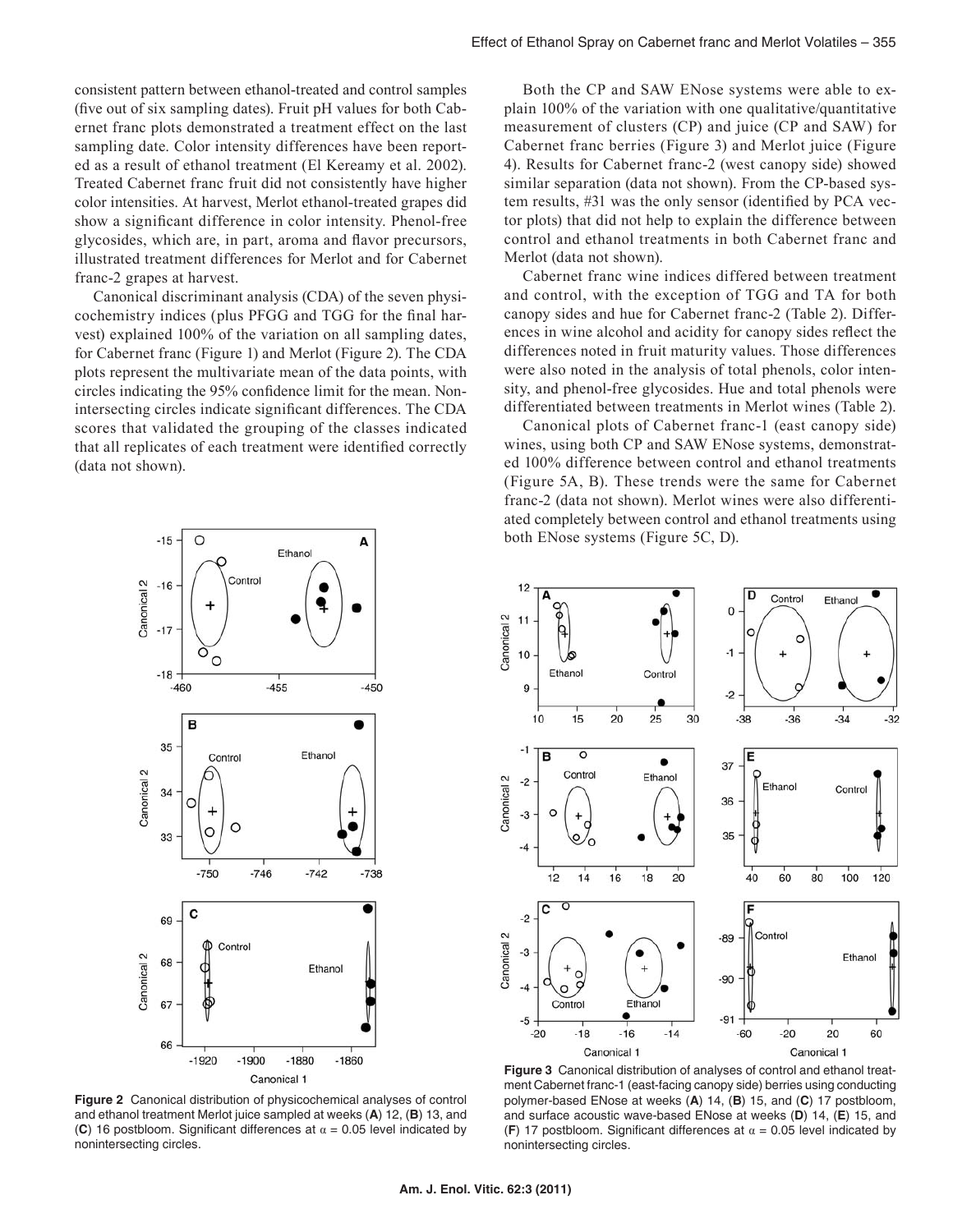consistent pattern between ethanol-treated and control samples (five out of six sampling dates). Fruit pH values for both Cabernet franc plots demonstrated a treatment effect on the last sampling date. Color intensity differences have been reported as a result of ethanol treatment (El Kereamy et al. 2002). Treated Cabernet franc fruit did not consistently have higher color intensities. At harvest, Merlot ethanol-treated grapes did show a significant difference in color intensity. Phenol-free glycosides, which are, in part, aroma and flavor precursors, illustrated treatment differences for Merlot and for Cabernet franc-2 grapes at harvest.

Canonical discriminant analysis (CDA) of the seven physicochemistry indices (plus PFGG and TGG for the final harvest) explained 100% of the variation on all sampling dates, for Cabernet franc (Figure 1) and Merlot (Figure 2). The CDA plots represent the multivariate mean of the data points, with circles indicating the 95% confidence limit for the mean. Nonintersecting circles indicate significant differences. The CDA scores that validated the grouping of the classes indicated that all replicates of each treatment were identified correctly (data not shown).

Both the CP and SAW ENose systems were able to explain 100% of the variation with one qualitative/quantitative measurement of clusters (CP) and juice (CP and SAW) for Cabernet franc berries (Figure 3) and Merlot juice (Figure 4). Results for Cabernet franc-2 (west canopy side) showed similar separation (data not shown). From the CP-based system results, #31 was the only sensor (identified by PCA vector plots) that did not help to explain the difference between control and ethanol treatments in both Cabernet franc and Merlot (data not shown).

Cabernet franc wine indices differed between treatment and control, with the exception of TGG and TA for both canopy sides and hue for Cabernet franc-2 (Table 2). Differences in wine alcohol and acidity for canopy sides reflect the differences noted in fruit maturity values. Those differences were also noted in the analysis of total phenols, color intensity, and phenol-free glycosides. Hue and total phenols were differentiated between treatments in Merlot wines (Table 2).

Canonical plots of Cabernet franc-1 (east canopy side) wines, using both CP and SAW ENose systems, demonstrated 100% difference between control and ethanol treatments (Figure 5A, B). These trends were the same for Cabernet franc-2 (data not shown). Merlot wines were also differentiated completely between control and ethanol treatments using both ENose systems (Figure 5C, D).

**Figure 2** Canonical distribution of physicochemical analyses of control and ethanol treatment Merlot juice sampled at weeks (**A**) 12, (**B**) 13, and (**C**) 16 postbloom. Significant differences at $\alpha = 0.05$ level indicated by nonintersecting circles.

**Figure 3** Canonical distribution of analyses of control and ethanol treatment Cabernet franc-1 (east-facing canopy side) berries using conducting polymer-based ENose at weeks (**A**) 14, (**B**) 15, and (**C**) 17 postbloom, and surface acoustic wave-based ENose at weeks (**D**) 14, (**E**) 15, and (**F**) 17 postbloom. Significant differences at $\alpha = 0.05$ level indicated by nonintersecting circles.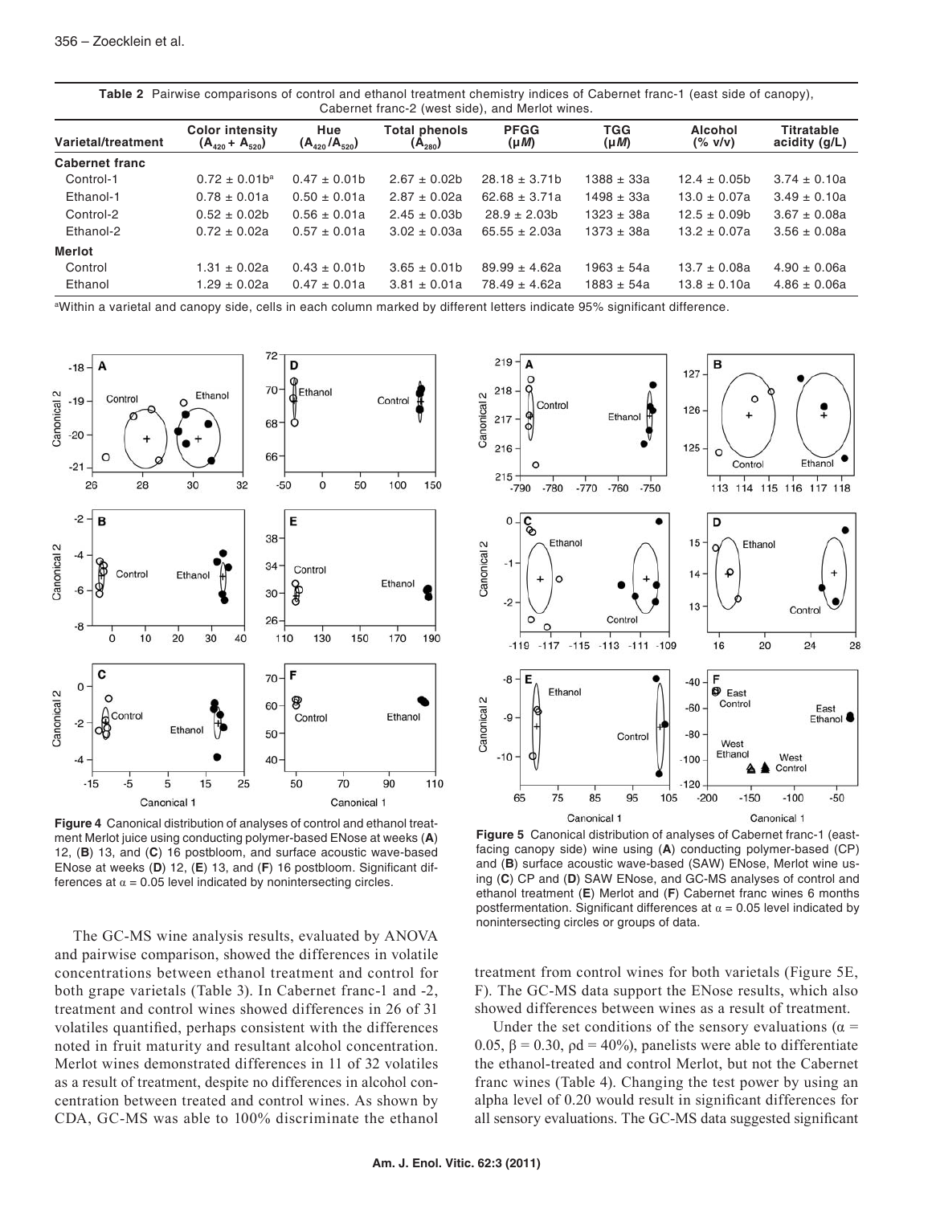**Table 2** Pairwise comparisons of control and ethanol treatment chemistry indices of Cabernet franc-1 (east side of canopy), Cabernet franc-2 (west side), and Merlot wines.

| Varietal/treatment | Color intensity ($A_{420}$ + $A_{520}$) | Hue ($A_{420}$/$A_{520}$) | Total phenols ($A_{280}$) | PFGG (μ*M*) | TGG (μ*M*) | Alcohol (% v/v) | Titratable acidity (g/L) |
|---|---|---|---|---|---|---|---|
| **Cabernet franc** | | | | | | | |
| Control-1 | 0.72 ± 0.01b[a] | 0.47 ± 0.01b | 2.67 ± 0.02b | 28.18 ± 3.71b | 1388 ± 33a | 12.4 ± 0.05b | 3.74 ± 0.10a |
| Ethanol-1 | 0.78 ± 0.01a | 0.50 ± 0.01a | 2.87 ± 0.02a | 62.68 ± 3.71a | 1498 ± 33a | 13.0 ± 0.07a | 3.49 ± 0.10a |
| Control-2 | 0.52 ± 0.02b | 0.56 ± 0.01a | 2.45 ± 0.03b | 28.9 ± 2.03b | 1323 ± 38a | 12.5 ± 0.09b | 3.67 ± 0.08a |
| Ethanol-2 | 0.72 ± 0.02a | 0.57 ± 0.01a | 3.02 ± 0.03a | 65.55 ± 2.03a | 1373 ± 38a | 13.2 ± 0.07a | 3.56 ± 0.08a |
| **Merlot** | | | | | | | |
| Control | 1.31 ± 0.02a | 0.43 ± 0.01b | 3.65 ± 0.01b | 89.99 ± 4.62a | 1963 ± 54a | 13.7 ± 0.08a | 4.90 ± 0.06a |
| Ethanol | 1.29 ± 0.02a | 0.47 ± 0.01a | 3.81 ± 0.01a | 78.49 ± 4.62a | 1883 ± 54a | 13.8 ± 0.10a | 4.86 ± 0.06a |

[a]Within a varietal and canopy side, cells in each column marked by different letters indicate 95% significant difference.

**Figure 4** Canonical distribution of analyses of control and ethanol treatment Merlot juice using conducting polymer-based ENose at weeks (**A**) 12, (**B**) 13, and (**C**) 16 postbloom, and surface acoustic wave-based ENose at weeks (**D**) 12, (**E**) 13, and (**F**) 16 postbloom. Significant differences at $\alpha = 0.05$ level indicated by nonintersecting circles.

**Figure 5** Canonical distribution of analyses of Cabernet franc-1 (east-facing canopy side) wine using (**A**) conducting polymer-based (CP) and (**B**) surface acoustic wave-based (SAW) ENose, Merlot wine using (**C**) CP and (**D**) SAW ENose, and GC-MS analyses of control and ethanol treatment (**E**) Merlot and (**F**) Cabernet franc wines 6 months postfermentation. Significant differences at $\alpha = 0.05$ level indicated by nonintersecting circles or groups of data.

The GC-MS wine analysis results, evaluated by ANOVA and pairwise comparison, showed the differences in volatile concentrations between ethanol treatment and control for both grape varietals (Table 3). In Cabernet franc-1 and -2, treatment and control wines showed differences in 26 of 31 volatiles quantified, perhaps consistent with the differences noted in fruit maturity and resultant alcohol concentration. Merlot wines demonstrated differences in 11 of 32 volatiles as a result of treatment, despite no differences in alcohol concentration between treated and control wines. As shown by CDA, GC-MS was able to 100% discriminate the ethanol treatment from control wines for both varietals (Figure 5E, F). The GC-MS data support the ENose results, which also showed differences between wines as a result of treatment.

Under the set conditions of the sensory evaluations ($\alpha = 0.05$, $\beta = 0.30$, $\rho d = 40\%$), panelists were able to differentiate the ethanol-treated and control Merlot, but not the Cabernet franc wines (Table 4). Changing the test power by using an alpha level of 0.20 would result in significant differences for all sensory evaluations. The GC-MS data suggested significant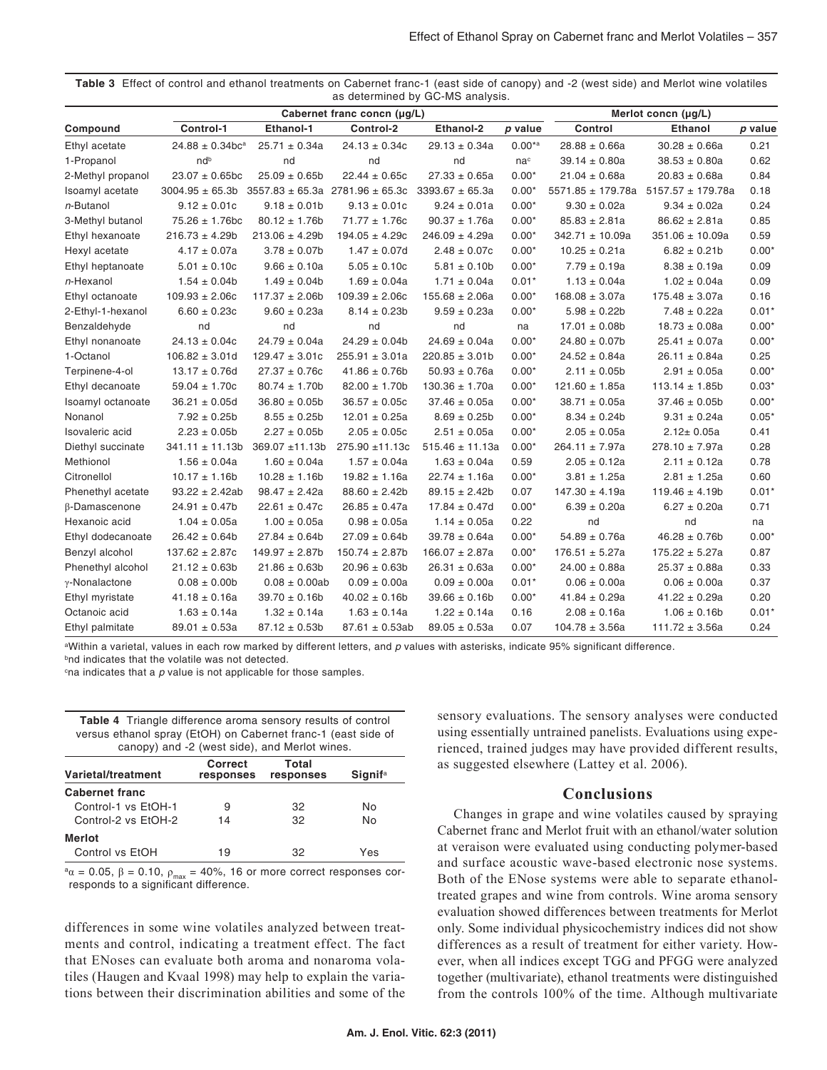**Table 3** Effect of control and ethanol treatments on Cabernet franc-1 (east side of canopy) and -2 (west side) and Merlot wine volatiles as determined by GC-MS analysis.

| Compound | Cabernet franc concn (µg/L) | | | | | Merlot concn (µg/L) | | |
|---|---|---|---|---|---|---|---|---|
| | Control-1 | Ethanol-1 | Control-2 | Ethanol-2 | *p* value | Control | Ethanol | *p* value |
| Ethyl acetate | 24.88 ± 0.34bc[a] | 25.71 ± 0.34a | 24.13 ± 0.34c | 29.13 ± 0.34a | 0.00*[a] | 28.88 ± 0.66a | 30.28 ± 0.66a | 0.21 |
| 1-Propanol | nd[b] | nd | nd | nd | na[c] | 39.14 ± 0.80a | 38.53 ± 0.80a | 0.62 |
| 2-Methyl propanol | 23.07 ± 0.65bc | 25.09 ± 0.65b | 22.44 ± 0.65c | 27.33 ± 0.65a | 0.00* | 21.04 ± 0.68a | 20.83 ± 0.68a | 0.84 |
| Isoamyl acetate | 3004.95 ± 65.3b | 3557.83 ± 65.3a | 2781.96 ± 65.3c | 3393.67 ± 65.3a | 0.00* | 5571.85 ± 179.78a | 5157.57 ± 179.78a | 0.18 |
| *n*-Butanol | 9.12 ± 0.01c | 9.18 ± 0.01b | 9.13 ± 0.01c | 9.24 ± 0.01a | 0.00* | 9.30 ± 0.02a | 9.34 ± 0.02a | 0.24 |
| 3-Methyl butanol | 75.26 ± 1.76bc | 80.12 ± 1.76b | 71.77 ± 1.76c | 90.37 ± 1.76a | 0.00* | 85.83 ± 2.81a | 86.62 ± 2.81a | 0.85 |
| Ethyl hexanoate | 216.73 ± 4.29b | 213.06 ± 4.29b | 194.05 ± 4.29c | 246.09 ± 4.29a | 0.00* | 342.71 ± 10.09a | 351.06 ± 10.09a | 0.59 |
| Hexyl acetate | 4.17 ± 0.07a | 3.78 ± 0.07b | 1.47 ± 0.07d | 2.48 ± 0.07c | 0.00* | 10.25 ± 0.21a | 6.82 ± 0.21b | 0.00* |
| Ethyl heptanoate | 5.01 ± 0.10c | 9.66 ± 0.10a | 5.05 ± 0.10c | 5.81 ± 0.10b | 0.00* | 7.79 ± 0.19a | 8.38 ± 0.19a | 0.09 |
| *n*-Hexanol | 1.54 ± 0.04b | 1.49 ± 0.04b | 1.69 ± 0.04a | 1.71 ± 0.04a | 0.01* | 1.13 ± 0.04a | 1.02 ± 0.04a | 0.09 |
| Ethyl octanoate | 109.93 ± 2.06c | 117.37 ± 2.06b | 109.39 ± 2.06c | 155.68 ± 2.06a | 0.00* | 168.08 ± 3.07a | 175.48 ± 3.07a | 0.16 |
| 2-Ethyl-1-hexanol | 6.60 ± 0.23c | 9.60 ± 0.23a | 8.14 ± 0.23b | 9.59 ± 0.23a | 0.00* | 5.98 ± 0.22b | 7.48 ± 0.22a | 0.01* |
| Benzaldehyde | nd | nd | nd | nd | na | 17.01 ± 0.08b | 18.73 ± 0.08a | 0.00* |
| Ethyl nonanoate | 24.13 ± 0.04c | 24.79 ± 0.04a | 24.29 ± 0.04b | 24.69 ± 0.04a | 0.00* | 24.80 ± 0.07b | 25.41 ± 0.07a | 0.00* |
| 1-Octanol | 106.82 ± 3.01d | 129.47 ± 3.01c | 255.91 ± 3.01a | 220.85 ± 3.01b | 0.00* | 24.52 ± 0.84a | 26.11 ± 0.84a | 0.25 |
| Terpinene-4-ol | 13.17 ± 0.76d | 27.37 ± 0.76c | 41.86 ± 0.76b | 50.93 ± 0.76a | 0.00* | 2.11 ± 0.05b | 2.91 ± 0.05a | 0.00* |
| Ethyl decanoate | 59.04 ± 1.70c | 80.74 ± 1.70b | 82.00 ± 1.70b | 130.36 ± 1.70a | 0.00* | 121.60 ± 1.85a | 113.14 ± 1.85b | 0.03* |
| Isoamyl octanoate | 36.21 ± 0.05d | 36.80 ± 0.05b | 36.57 ± 0.05c | 37.46 ± 0.05a | 0.00* | 38.71 ± 0.05a | 37.46 ± 0.05b | 0.00* |
| Nonanol | 7.92 ± 0.25b | 8.55 ± 0.25b | 12.01 ± 0.25a | 8.69 ± 0.25b | 0.00* | 8.34 ± 0.24b | 9.31 ± 0.24a | 0.05* |
| Isovaleric acid | 2.23 ± 0.05b | 2.27 ± 0.05b | 2.05 ± 0.05c | 2.51 ± 0.05a | 0.00* | 2.05 ± 0.05a | 2.12± 0.05a | 0.41 |
| Diethyl succinate | 341.11 ± 11.13b | 369.07 ±11.13b | 275.90 ±11.13c | 515.46 ± 11.13a | 0.00* | 264.11 ± 7.97a | 278.10 ± 7.97a | 0.28 |
| Methionol | 1.56 ± 0.04a | 1.60 ± 0.04a | 1.57 ± 0.04a | 1.63 ± 0.04a | 0.59 | 2.05 ± 0.12a | 2.11 ± 0.12a | 0.78 |
| Citronellol | 10.17 ± 1.16b | 10.28 ± 1.16b | 19.82 ± 1.16a | 22.74 ± 1.16a | 0.00* | 3.81 ± 1.25a | 2.81 ± 1.25a | 0.60 |
| Phenethyl acetate | 93.22 ± 2.42ab | 98.47 ± 2.42a | 88.60 ± 2.42b | 89.15 ± 2.42b | 0.07 | 147.30 ± 4.19a | 119.46 ± 4.19b | 0.01* |
| β-Damascenone | 24.91 ± 0.47b | 22.61 ± 0.47c | 26.85 ± 0.47a | 17.84 ± 0.47d | 0.00* | 6.39 ± 0.20a | 6.27 ± 0.20a | 0.71 |
| Hexanoic acid | 1.04 ± 0.05a | 1.00 ± 0.05a | 0.98 ± 0.05a | 1.14 ± 0.05a | 0.22 | nd | nd | na |
| Ethyl dodecanoate | 26.42 ± 0.64b | 27.84 ± 0.64b | 27.09 ± 0.64b | 39.78 ± 0.64a | 0.00* | 54.89 ± 0.76a | 46.28 ± 0.76b | 0.00* |
| Benzyl alcohol | 137.62 ± 2.87c | 149.97 ± 2.87b | 150.74 ± 2.87b | 166.07 ± 2.87a | 0.00* | 176.51 ± 5.27a | 175.22 ± 5.27a | 0.87 |
| Phenethyl alcohol | 21.12 ± 0.63b | 21.86 ± 0.63b | 20.96 ± 0.63b | 26.31 ± 0.63a | 0.00* | 24.00 ± 0.88a | 25.37 ± 0.88a | 0.33 |
| γ-Nonalactone | 0.08 ± 0.00b | 0.08 ± 0.00ab | 0.09 ± 0.00a | 0.09 ± 0.00a | 0.01* | 0.06 ± 0.00a | 0.06 ± 0.00a | 0.37 |
| Ethyl myristate | 41.18 ± 0.16a | 39.70 ± 0.16b | 40.02 ± 0.16b | 39.66 ± 0.16b | 0.00* | 41.84 ± 0.29a | 41.22 ± 0.29a | 0.20 |
| Octanoic acid | 1.63 ± 0.14a | 1.32 ± 0.14a | 1.63 ± 0.14a | 1.22 ± 0.14a | 0.16 | 2.08 ± 0.16a | 1.06 ± 0.16b | 0.01* |
| Ethyl palmitate | 89.01 ± 0.53a | 87.12 ± 0.53b | 87.61 ± 0.53ab | 89.05 ± 0.53a | 0.07 | 104.78 ± 3.56a | 111.72 ± 3.56a | 0.24 |

[a]Within a varietal, values in each row marked by different letters, and *p* values with asterisks, indicate 95% significant difference.
[b]nd indicates that the volatile was not detected.
[c]na indicates that a *p* value is not applicable for those samples.

**Table 4** Triangle difference aroma sensory results of control versus ethanol spray (EtOH) on Cabernet franc-1 (east side of canopy) and -2 (west side), and Merlot wines.

| Varietal/treatment | Correct responses | Total responses | Signif[a] |
|---|---|---|---|
| **Cabernet franc** | | | |
| Control-1 vs EtOH-1 | 9 | 32 | No |
| Control-2 vs EtOH-2 | 14 | 32 | No |
| **Merlot** | | | |
| Control vs EtOH | 19 | 32 | Yes |

[a]$\alpha = 0.05$, $\beta = 0.10$, $\rho_{max} = 40\%$, 16 or more correct responses corresponds to a significant difference.

differences in some wine volatiles analyzed between treatments and control, indicating a treatment effect. The fact that ENoses can evaluate both aroma and nonaroma volatiles (Haugen and Kvaal 1998) may help to explain the variations between their discrimination abilities and some of the sensory evaluations. The sensory analyses were conducted using essentially untrained panelists. Evaluations using experienced, trained judges may have provided different results, as suggested elsewhere (Lattey et al. 2006).

## Conclusions

Changes in grape and wine volatiles caused by spraying Cabernet franc and Merlot fruit with an ethanol/water solution at veraison were evaluated using conducting polymer-based and surface acoustic wave-based electronic nose systems. Both of the ENose systems were able to separate ethanol-treated grapes and wine from controls. Wine aroma sensory evaluation showed differences between treatments for Merlot only. Some individual physicochemistry indices did not show differences as a result of treatment for either variety. However, when all indices except TGG and PFGG were analyzed together (multivariate), ethanol treatments were distinguished from the controls 100% of the time. Although multivariate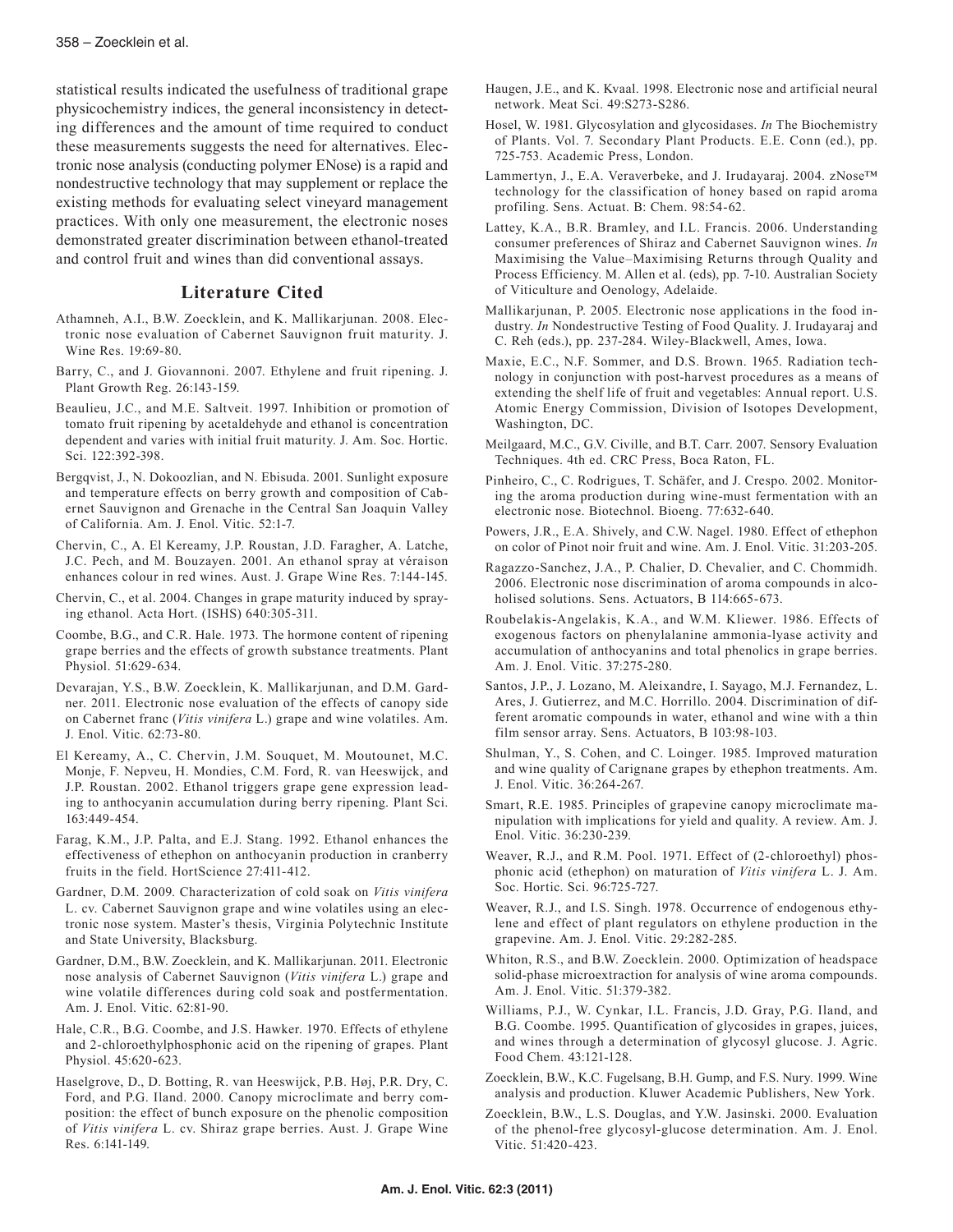statistical results indicated the usefulness of traditional grape physicochemistry indices, the general inconsistency in detecting differences and the amount of time required to conduct these measurements suggests the need for alternatives. Electronic nose analysis (conducting polymer ENose) is a rapid and nondestructive technology that may supplement or replace the existing methods for evaluating select vineyard management practices. With only one measurement, the electronic noses demonstrated greater discrimination between ethanol-treated and control fruit and wines than did conventional assays.

## Literature Cited

Athamneh, A.I., B.W. Zoecklein, and K. Mallikarjunan. 2008. Electronic nose evaluation of Cabernet Sauvignon fruit maturity. J. Wine Res. 19:69-80.

Barry, C., and J. Giovannoni. 2007. Ethylene and fruit ripening. J. Plant Growth Reg. 26:143-159.

Beaulieu, J.C., and M.E. Saltveit. 1997. Inhibition or promotion of tomato fruit ripening by acetaldehyde and ethanol is concentration dependent and varies with initial fruit maturity. J. Am. Soc. Hortic. Sci. 122:392-398.

Bergqvist, J., N. Dokoozlian, and N. Ebisuda. 2001. Sunlight exposure and temperature effects on berry growth and composition of Cabernet Sauvignon and Grenache in the Central San Joaquin Valley of California. Am. J. Enol. Vitic. 52:1-7.

Chervin, C., A. El Kereamy, J.P. Roustan, J.D. Faragher, A. Latche, J.C. Pech, and M. Bouzayen. 2001. An ethanol spray at véraison enhances colour in red wines. Aust. J. Grape Wine Res. 7:144-145.

Chervin, C., et al. 2004. Changes in grape maturity induced by spraying ethanol. Acta Hort. (ISHS) 640:305-311.

Coombe, B.G., and C.R. Hale. 1973. The hormone content of ripening grape berries and the effects of growth substance treatments. Plant Physiol. 51:629-634.

Devarajan, Y.S., B.W. Zoecklein, K. Mallikarjunan, and D.M. Gardner. 2011. Electronic nose evaluation of the effects of canopy side on Cabernet franc (*Vitis vinifera* L.) grape and wine volatiles. Am. J. Enol. Vitic. 62:73-80.

El Kereamy, A., C. Chervin, J.M. Souquet, M. Moutounet, M.C. Monje, F. Nepveu, H. Mondies, C.M. Ford, R. van Heeswijck, and J.P. Roustan. 2002. Ethanol triggers grape gene expression leading to anthocyanin accumulation during berry ripening. Plant Sci. 163:449-454.

Farag, K.M., J.P. Palta, and E.J. Stang. 1992. Ethanol enhances the effectiveness of ethephon on anthocyanin production in cranberry fruits in the field. HortScience 27:411-412.

Gardner, D.M. 2009. Characterization of cold soak on *Vitis vinifera* L. cv. Cabernet Sauvignon grape and wine volatiles using an electronic nose system. Master's thesis, Virginia Polytechnic Institute and State University, Blacksburg.

Gardner, D.M., B.W. Zoecklein, and K. Mallikarjunan. 2011. Electronic nose analysis of Cabernet Sauvignon (*Vitis vinifera* L.) grape and wine volatile differences during cold soak and postfermentation. Am. J. Enol. Vitic. 62:81-90.

Hale, C.R., B.G. Coombe, and J.S. Hawker. 1970. Effects of ethylene and 2-chloroethylphosphonic acid on the ripening of grapes. Plant Physiol. 45:620-623.

Haselgrove, D., D. Botting, R. van Heeswijck, P.B. Høj, P.R. Dry, C. Ford, and P.G. Iland. 2000. Canopy microclimate and berry composition: the effect of bunch exposure on the phenolic composition of *Vitis vinifera* L. cv. Shiraz grape berries. Aust. J. Grape Wine Res. 6:141-149.

Haugen, J.E., and K. Kvaal. 1998. Electronic nose and artificial neural network. Meat Sci. 49:S273-S286.

Hosel, W. 1981. Glycosylation and glycosidases. *In* The Biochemistry of Plants. Vol. 7. Secondary Plant Products. E.E. Conn (ed.), pp. 725-753. Academic Press, London.

Lammertyn, J., E.A. Veraverbeke, and J. Irudayaraj. 2004. zNose™ technology for the classification of honey based on rapid aroma profiling. Sens. Actuat. B: Chem. 98:54-62.

Lattey, K.A., B.R. Bramley, and I.L. Francis. 2006. Understanding consumer preferences of Shiraz and Cabernet Sauvignon wines. *In* Maximising the Value–Maximising Returns through Quality and Process Efficiency. M. Allen et al. (eds), pp. 7-10. Australian Society of Viticulture and Oenology, Adelaide.

Mallikarjunan, P. 2005. Electronic nose applications in the food industry. *In* Nondestructive Testing of Food Quality. J. Irudayaraj and C. Reh (eds.), pp. 237-284. Wiley-Blackwell, Ames, Iowa.

Maxie, E.C., N.F. Sommer, and D.S. Brown. 1965. Radiation technology in conjunction with post-harvest procedures as a means of extending the shelf life of fruit and vegetables: Annual report. U.S. Atomic Energy Commission, Division of Isotopes Development, Washington, DC.

Meilgaard, M.C., G.V. Civille, and B.T. Carr. 2007. Sensory Evaluation Techniques. 4th ed. CRC Press, Boca Raton, FL.

Pinheiro, C., C. Rodrigues, T. Schäfer, and J. Crespo. 2002. Monitoring the aroma production during wine-must fermentation with an electronic nose. Biotechnol. Bioeng. 77:632-640.

Powers, J.R., E.A. Shively, and C.W. Nagel. 1980. Effect of ethephon on color of Pinot noir fruit and wine. Am. J. Enol. Vitic. 31:203-205.

Ragazzo-Sanchez, J.A., P. Chalier, D. Chevalier, and C. Chommidh. 2006. Electronic nose discrimination of aroma compounds in alcoholised solutions. Sens. Actuators, B 114:665-673.

Roubelakis-Angelakis, K.A., and W.M. Kliewer. 1986. Effects of exogenous factors on phenylalanine ammonia-lyase activity and accumulation of anthocyanins and total phenolics in grape berries. Am. J. Enol. Vitic. 37:275-280.

Santos, J.P., J. Lozano, M. Aleixandre, I. Sayago, M.J. Fernandez, L. Ares, J. Gutierrez, and M.C. Horrillo. 2004. Discrimination of different aromatic compounds in water, ethanol and wine with a thin film sensor array. Sens. Actuators, B 103:98-103.

Shulman, Y., S. Cohen, and C. Loinger. 1985. Improved maturation and wine quality of Carignane grapes by ethephon treatments. Am. J. Enol. Vitic. 36:264-267.

Smart, R.E. 1985. Principles of grapevine canopy microclimate manipulation with implications for yield and quality. A review. Am. J. Enol. Vitic. 36:230-239.

Weaver, R.J., and R.M. Pool. 1971. Effect of (2-chloroethyl) phosphonic acid (ethephon) on maturation of *Vitis vinifera* L. J. Am. Soc. Hortic. Sci. 96:725-727.

Weaver, R.J., and I.S. Singh. 1978. Occurrence of endogenous ethylene and effect of plant regulators on ethylene production in the grapevine. Am. J. Enol. Vitic. 29:282-285.

Whiton, R.S., and B.W. Zoecklein. 2000. Optimization of headspace solid-phase microextraction for analysis of wine aroma compounds. Am. J. Enol. Vitic. 51:379-382.

Williams, P.J., W. Cynkar, I.L. Francis, J.D. Gray, P.G. Iland, and B.G. Coombe. 1995. Quantification of glycosides in grapes, juices, and wines through a determination of glycosyl glucose. J. Agric. Food Chem. 43:121-128.

Zoecklein, B.W., K.C. Fugelsang, B.H. Gump, and F.S. Nury. 1999. Wine analysis and production. Kluwer Academic Publishers, New York.

Zoecklein, B.W., L.S. Douglas, and Y.W. Jasinski. 2000. Evaluation of the phenol-free glycosyl-glucose determination. Am. J. Enol. Vitic. 51:420-423.